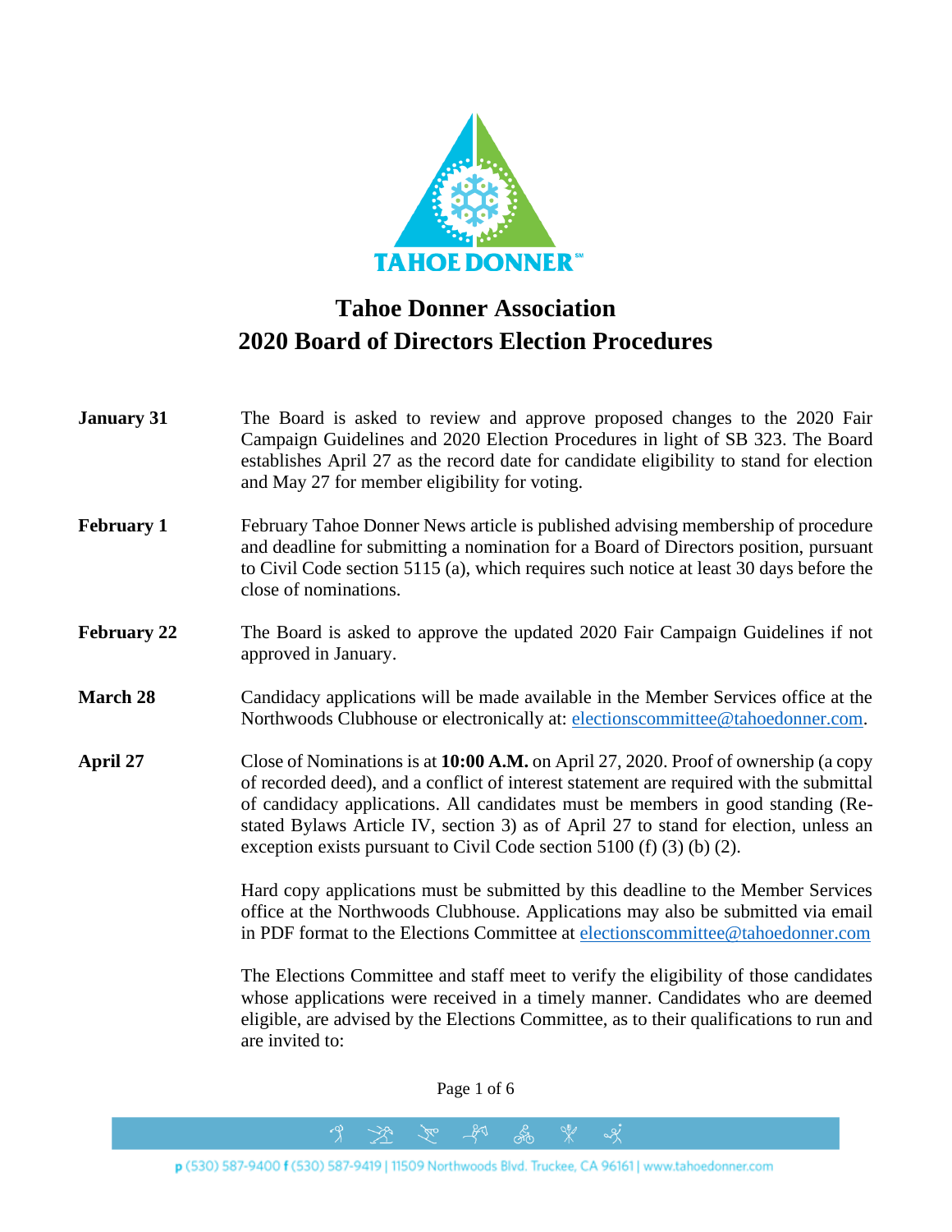# Tahoe Donner Association
# 2020 Board of Directors Election Procedures

**January 31** The Board is asked to review and approve proposed changes to the 2020 Fair Campaign Guidelines and 2020 Election Procedures in light of SB 323. The Board establishes April 27 as the record date for candidate eligibility to stand for election and May 27 for member eligibility for voting.

**February 1** February Tahoe Donner News article is published advising membership of procedure and deadline for submitting a nomination for a Board of Directors position, pursuant to Civil Code section 5115 (a), which requires such notice at least 30 days before the close of nominations.

**February 22** The Board is asked to approve the updated 2020 Fair Campaign Guidelines if not approved in January.

**March 28** Candidacy applications will be made available in the Member Services office at the Northwoods Clubhouse or electronically at: electionscommittee@tahoedonner.com.

**April 27** Close of Nominations is at **10:00 A.M.** on April 27, 2020. Proof of ownership (a copy of recorded deed), and a conflict of interest statement are required with the submittal of candidacy applications. All candidates must be members in good standing (Re-stated Bylaws Article IV, section 3) as of April 27 to stand for election, unless an exception exists pursuant to Civil Code section 5100 (f) (3) (b) (2).

Hard copy applications must be submitted by this deadline to the Member Services office at the Northwoods Clubhouse. Applications may also be submitted via email in PDF format to the Elections Committee at electionscommittee@tahoedonner.com

The Elections Committee and staff meet to verify the eligibility of those candidates whose applications were received in a timely manner. Candidates who are deemed eligible, are advised by the Elections Committee, as to their qualifications to run and are invited to: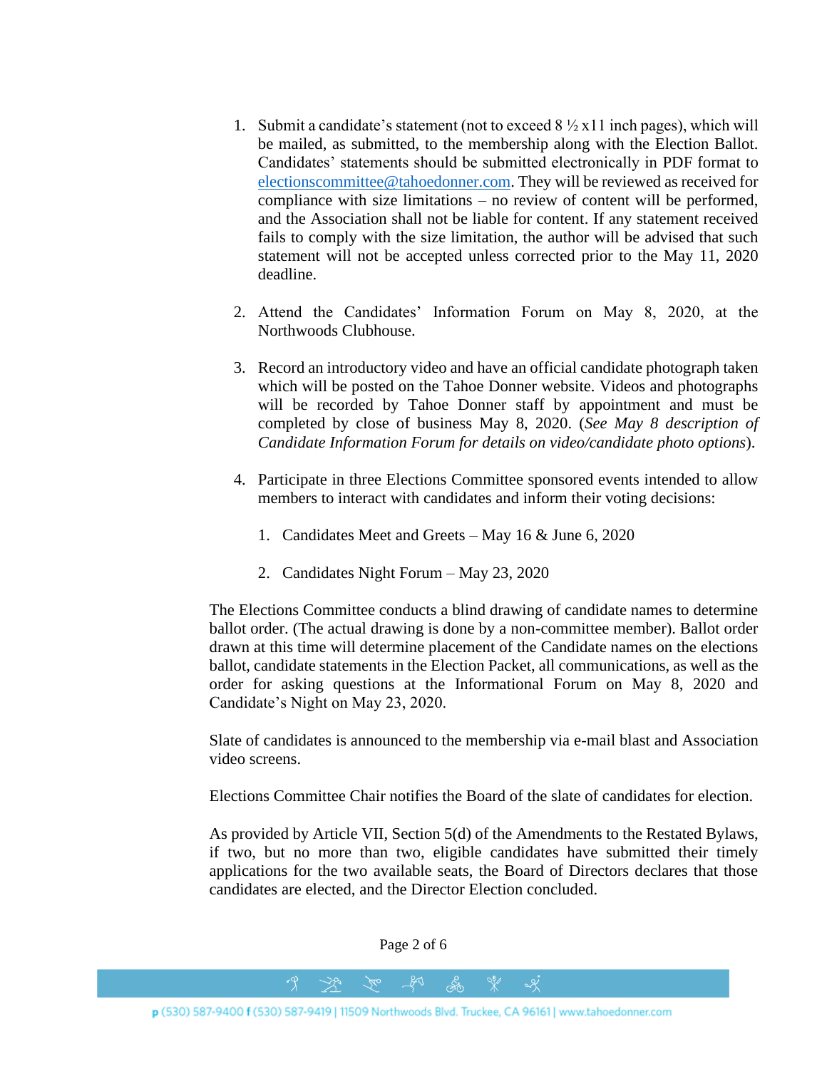1. Submit a candidate's statement (not to exceed 8 ½ x11 inch pages), which will be mailed, as submitted, to the membership along with the Election Ballot. Candidates' statements should be submitted electronically in PDF format to electionscommittee@tahoedonner.com. They will be reviewed as received for compliance with size limitations – no review of content will be performed, and the Association shall not be liable for content. If any statement received fails to comply with the size limitation, the author will be advised that such statement will not be accepted unless corrected prior to the May 11, 2020 deadline.

2. Attend the Candidates' Information Forum on May 8, 2020, at the Northwoods Clubhouse.

3. Record an introductory video and have an official candidate photograph taken which will be posted on the Tahoe Donner website. Videos and photographs will be recorded by Tahoe Donner staff by appointment and must be completed by close of business May 8, 2020. (*See May 8 description of Candidate Information Forum for details on video/candidate photo options*).

4. Participate in three Elections Committee sponsored events intended to allow members to interact with candidates and inform their voting decisions:

    1. Candidates Meet and Greets – May 16 & June 6, 2020

    2. Candidates Night Forum – May 23, 2020

The Elections Committee conducts a blind drawing of candidate names to determine ballot order. (The actual drawing is done by a non-committee member). Ballot order drawn at this time will determine placement of the Candidate names on the elections ballot, candidate statements in the Election Packet, all communications, as well as the order for asking questions at the Informational Forum on May 8, 2020 and Candidate's Night on May 23, 2020.

Slate of candidates is announced to the membership via e-mail blast and Association video screens.

Elections Committee Chair notifies the Board of the slate of candidates for election.

As provided by Article VII, Section 5(d) of the Amendments to the Restated Bylaws, if two, but no more than two, eligible candidates have submitted their timely applications for the two available seats, the Board of Directors declares that those candidates are elected, and the Director Election concluded.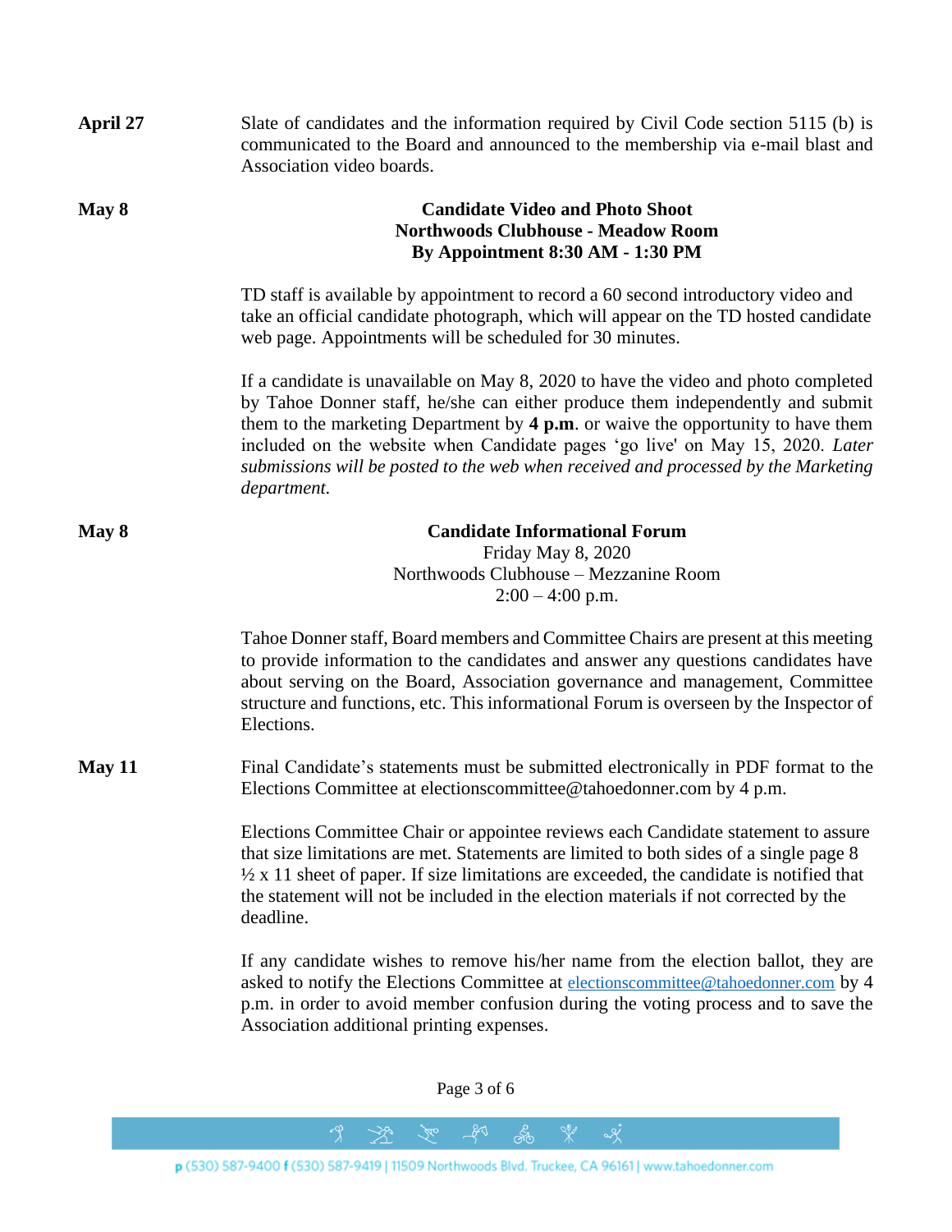**April 27**

Slate of candidates and the information required by Civil Code section 5115 (b) is communicated to the Board and announced to the membership via e-mail blast and Association video boards.

**May 8**

**Candidate Video and Photo Shoot**
**Northwoods Clubhouse - Meadow Room**
**By Appointment 8:30 AM - 1:30 PM**

TD staff is available by appointment to record a 60 second introductory video and take an official candidate photograph, which will appear on the TD hosted candidate web page. Appointments will be scheduled for 30 minutes.

If a candidate is unavailable on May 8, 2020 to have the video and photo completed by Tahoe Donner staff, he/she can either produce them independently and submit them to the marketing Department by **4 p.m**. or waive the opportunity to have them included on the website when Candidate pages 'go live' on May 15, 2020. *Later submissions will be posted to the web when received and processed by the Marketing department.*

**May 8**

**Candidate Informational Forum**
Friday May 8, 2020
Northwoods Clubhouse – Mezzanine Room
2:00 – 4:00 p.m.

Tahoe Donner staff, Board members and Committee Chairs are present at this meeting to provide information to the candidates and answer any questions candidates have about serving on the Board, Association governance and management, Committee structure and functions, etc. This informational Forum is overseen by the Inspector of Elections.

**May 11**

Final Candidate's statements must be submitted electronically in PDF format to the Elections Committee at electionscommittee@tahoedonner.com by 4 p.m.

Elections Committee Chair or appointee reviews each Candidate statement to assure that size limitations are met. Statements are limited to both sides of a single page 8 ½ x 11 sheet of paper. If size limitations are exceeded, the candidate is notified that the statement will not be included in the election materials if not corrected by the deadline.

If any candidate wishes to remove his/her name from the election ballot, they are asked to notify the Elections Committee at electionscommittee@tahoedonner.com by 4 p.m. in order to avoid member confusion during the voting process and to save the Association additional printing expenses.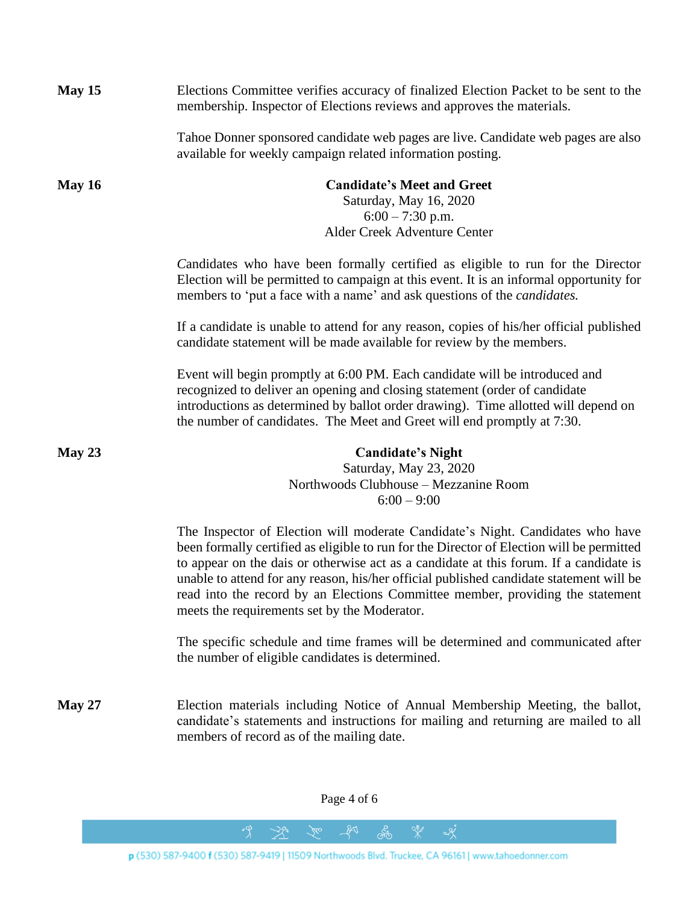**May 15**

Elections Committee verifies accuracy of finalized Election Packet to be sent to the membership. Inspector of Elections reviews and approves the materials.

Tahoe Donner sponsored candidate web pages are live. Candidate web pages are also available for weekly campaign related information posting.

**May 16**

**Candidate's Meet and Greet**
Saturday, May 16, 2020
6:00 – 7:30 p.m.
Alder Creek Adventure Center

*C*andidates who have been formally certified as eligible to run for the Director Election will be permitted to campaign at this event. It is an informal opportunity for members to 'put a face with a name' and ask questions of the *candidates.*

If a candidate is unable to attend for any reason, copies of his/her official published candidate statement will be made available for review by the members.

Event will begin promptly at 6:00 PM. Each candidate will be introduced and recognized to deliver an opening and closing statement (order of candidate introductions as determined by ballot order drawing). Time allotted will depend on the number of candidates. The Meet and Greet will end promptly at 7:30.

**May 23**

**Candidate's Night**
Saturday, May 23, 2020
Northwoods Clubhouse – Mezzanine Room
6:00 – 9:00

The Inspector of Election will moderate Candidate's Night. Candidates who have been formally certified as eligible to run for the Director of Election will be permitted to appear on the dais or otherwise act as a candidate at this forum. If a candidate is unable to attend for any reason, his/her official published candidate statement will be read into the record by an Elections Committee member, providing the statement meets the requirements set by the Moderator.

The specific schedule and time frames will be determined and communicated after the number of eligible candidates is determined.

**May 27**

Election materials including Notice of Annual Membership Meeting, the ballot, candidate's statements and instructions for mailing and returning are mailed to all members of record as of the mailing date.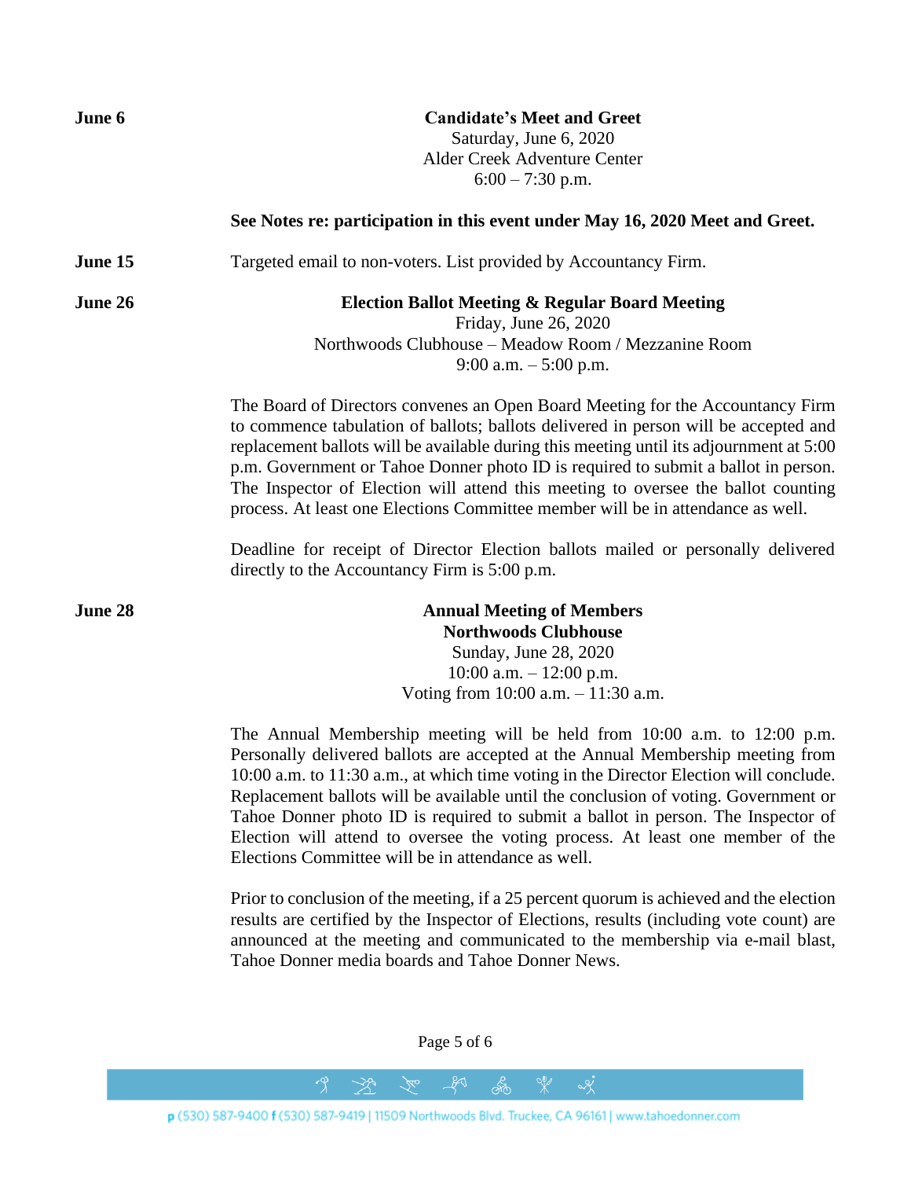**June 6**

**Candidate's Meet and Greet**
Saturday, June 6, 2020
Alder Creek Adventure Center
6:00 – 7:30 p.m.

**See Notes re: participation in this event under May 16, 2020 Meet and Greet.**

**June 15**

Targeted email to non-voters. List provided by Accountancy Firm.

**June 26**

**Election Ballot Meeting & Regular Board Meeting**
Friday, June 26, 2020
Northwoods Clubhouse – Meadow Room / Mezzanine Room
9:00 a.m. – 5:00 p.m.

The Board of Directors convenes an Open Board Meeting for the Accountancy Firm to commence tabulation of ballots; ballots delivered in person will be accepted and replacement ballots will be available during this meeting until its adjournment at 5:00 p.m. Government or Tahoe Donner photo ID is required to submit a ballot in person. The Inspector of Election will attend this meeting to oversee the ballot counting process. At least one Elections Committee member will be in attendance as well.

Deadline for receipt of Director Election ballots mailed or personally delivered directly to the Accountancy Firm is 5:00 p.m.

**June 28**

**Annual Meeting of Members**
**Northwoods Clubhouse**
Sunday, June 28, 2020
10:00 a.m. – 12:00 p.m.
Voting from 10:00 a.m. – 11:30 a.m.

The Annual Membership meeting will be held from 10:00 a.m. to 12:00 p.m. Personally delivered ballots are accepted at the Annual Membership meeting from 10:00 a.m. to 11:30 a.m., at which time voting in the Director Election will conclude. Replacement ballots will be available until the conclusion of voting. Government or Tahoe Donner photo ID is required to submit a ballot in person. The Inspector of Election will attend to oversee the voting process. At least one member of the Elections Committee will be in attendance as well.

Prior to conclusion of the meeting, if a 25 percent quorum is achieved and the election results are certified by the Inspector of Elections, results (including vote count) are announced at the meeting and communicated to the membership via e-mail blast, Tahoe Donner media boards and Tahoe Donner News.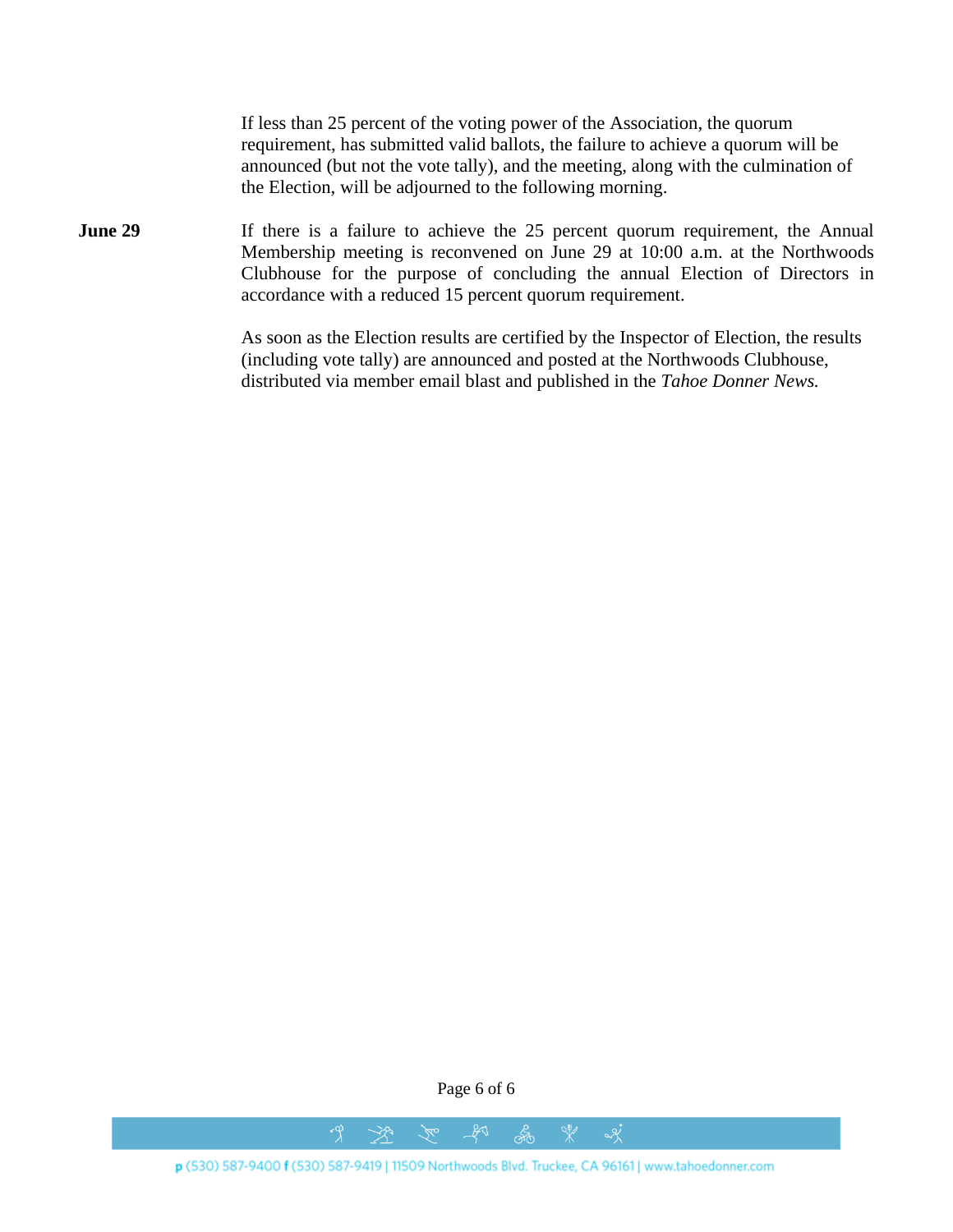If less than 25 percent of the voting power of the Association, the quorum requirement, has submitted valid ballots, the failure to achieve a quorum will be announced (but not the vote tally), and the meeting, along with the culmination of the Election, will be adjourned to the following morning.

**June 29** If there is a failure to achieve the 25 percent quorum requirement, the Annual Membership meeting is reconvened on June 29 at 10:00 a.m. at the Northwoods Clubhouse for the purpose of concluding the annual Election of Directors in accordance with a reduced 15 percent quorum requirement.

As soon as the Election results are certified by the Inspector of Election, the results (including vote tally) are announced and posted at the Northwoods Clubhouse, distributed via member email blast and published in the *Tahoe Donner News.*